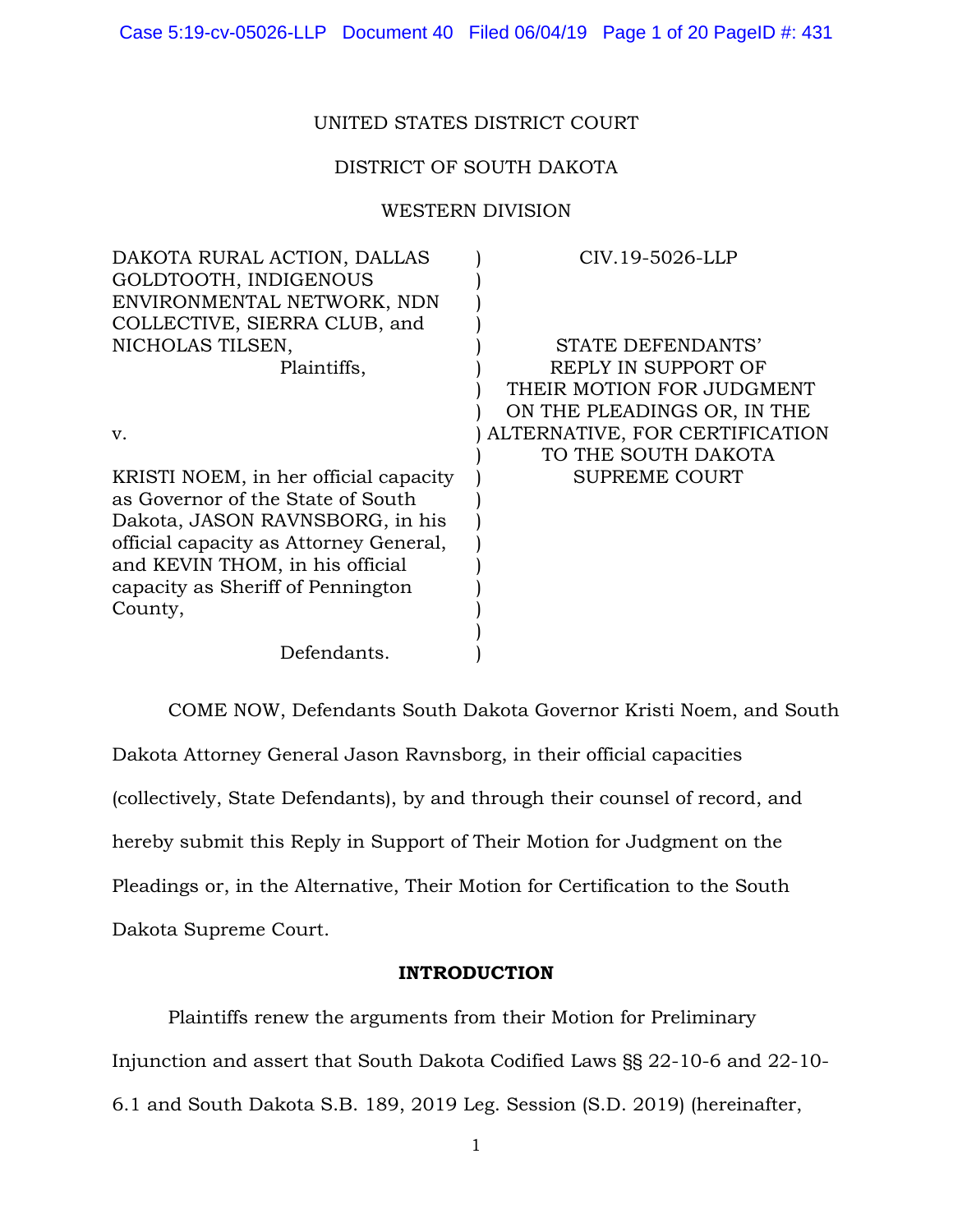UNITED STATES DISTRICT COURT

DISTRICT OF SOUTH DAKOTA

WESTERN DIVISION

| | | |
|---|---|---|
| DAKOTA RURAL ACTION, DALLAS GOLDTOOTH, INDIGENOUS ENVIRONMENTAL NETWORK, NDN COLLECTIVE, SIERRA CLUB, and NICHOLAS TILSEN, Plaintiffs, v. KRISTI NOEM, in her official capacity as Governor of the State of South Dakota, JASON RAVNSBORG, in his official capacity as Attorney General, and KEVIN THOM, in his official capacity as Sheriff of Pennington County, Defendants. | ) | CIV.19-5026-LLP STATE DEFENDANTS' REPLY IN SUPPORT OF THEIR MOTION FOR JUDGMENT ON THE PLEADINGS OR, IN THE ALTERNATIVE, FOR CERTIFICATION TO THE SOUTH DAKOTA SUPREME COURT |

COME NOW, Defendants South Dakota Governor Kristi Noem, and South Dakota Attorney General Jason Ravnsborg, in their official capacities (collectively, State Defendants), by and through their counsel of record, and hereby submit this Reply in Support of Their Motion for Judgment on the Pleadings or, in the Alternative, Their Motion for Certification to the South Dakota Supreme Court.

**INTRODUCTION**

Plaintiffs renew the arguments from their Motion for Preliminary Injunction and assert that South Dakota Codified Laws §§ 22-10-6 and 22-10-6.1 and South Dakota S.B. 189, 2019 Leg. Session (S.D. 2019) (hereinafter,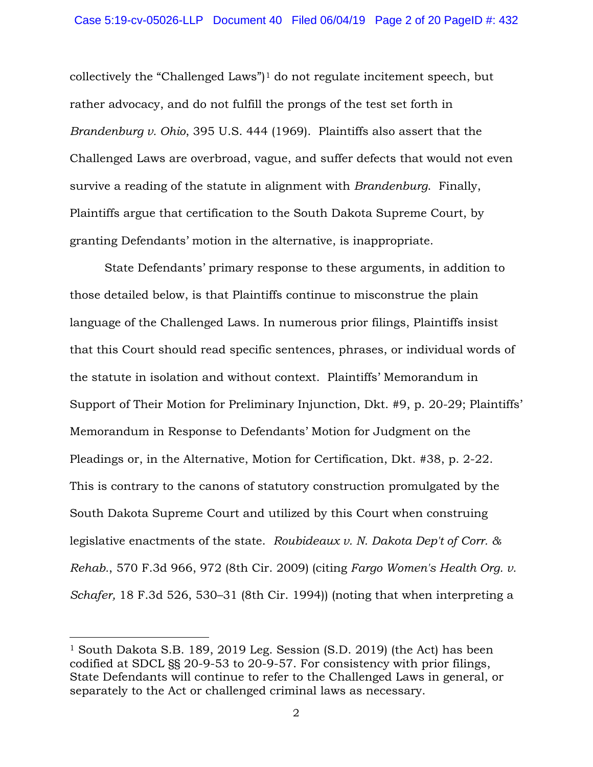collectively the "Challenged Laws")[1] do not regulate incitement speech, but rather advocacy, and do not fulfill the prongs of the test set forth in *Brandenburg v. Ohio*, 395 U.S. 444 (1969). Plaintiffs also assert that the Challenged Laws are overbroad, vague, and suffer defects that would not even survive a reading of the statute in alignment with *Brandenburg*. Finally, Plaintiffs argue that certification to the South Dakota Supreme Court, by granting Defendants' motion in the alternative, is inappropriate.

State Defendants' primary response to these arguments, in addition to those detailed below, is that Plaintiffs continue to misconstrue the plain language of the Challenged Laws. In numerous prior filings, Plaintiffs insist that this Court should read specific sentences, phrases, or individual words of the statute in isolation and without context. Plaintiffs' Memorandum in Support of Their Motion for Preliminary Injunction, Dkt. #9, p. 20-29; Plaintiffs' Memorandum in Response to Defendants' Motion for Judgment on the Pleadings or, in the Alternative, Motion for Certification, Dkt. #38, p. 2-22. This is contrary to the canons of statutory construction promulgated by the South Dakota Supreme Court and utilized by this Court when construing legislative enactments of the state. *Roubideaux v. N. Dakota Dep't of Corr. & Rehab.*, 570 F.3d 966, 972 (8th Cir. 2009) (citing *Fargo Women's Health Org. v. Schafer,* 18 F.3d 526, 530–31 (8th Cir. 1994)) (noting that when interpreting a

---

[1] South Dakota S.B. 189, 2019 Leg. Session (S.D. 2019) (the Act) has been codified at SDCL §§ 20-9-53 to 20-9-57. For consistency with prior filings, State Defendants will continue to refer to the Challenged Laws in general, or separately to the Act or challenged criminal laws as necessary.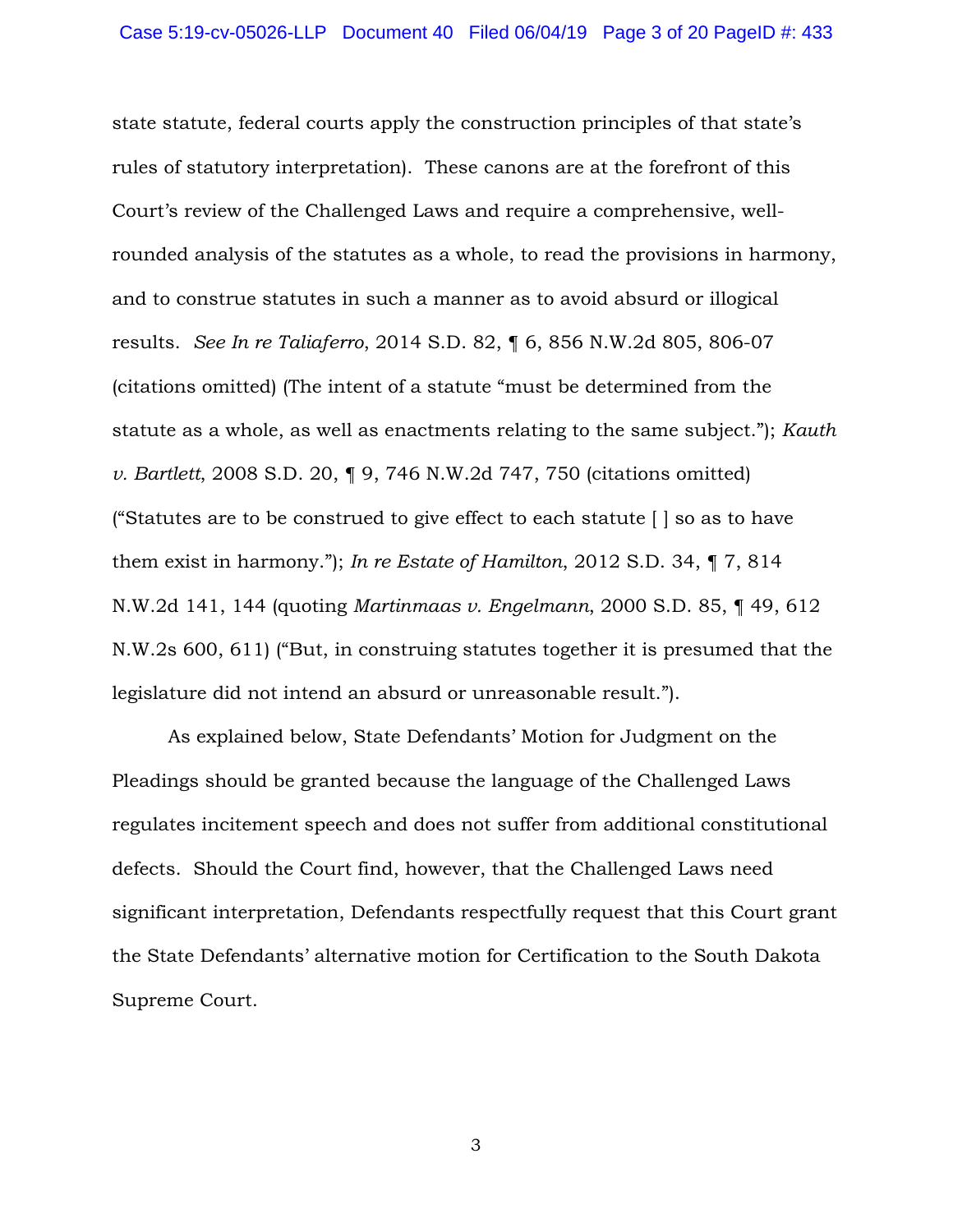state statute, federal courts apply the construction principles of that state's rules of statutory interpretation). These canons are at the forefront of this Court's review of the Challenged Laws and require a comprehensive, well-rounded analysis of the statutes as a whole, to read the provisions in harmony, and to construe statutes in such a manner as to avoid absurd or illogical results. *See In re Taliaferro*, 2014 S.D. 82, ¶ 6, 856 N.W.2d 805, 806-07 (citations omitted) (The intent of a statute "must be determined from the statute as a whole, as well as enactments relating to the same subject."); *Kauth v. Bartlett*, 2008 S.D. 20, ¶ 9, 746 N.W.2d 747, 750 (citations omitted) ("Statutes are to be construed to give effect to each statute [ ] so as to have them exist in harmony."); *In re Estate of Hamilton*, 2012 S.D. 34, ¶ 7, 814 N.W.2d 141, 144 (quoting *Martinmaas v. Engelmann*, 2000 S.D. 85, ¶ 49, 612 N.W.2s 600, 611) ("But, in construing statutes together it is presumed that the legislature did not intend an absurd or unreasonable result.").

As explained below, State Defendants' Motion for Judgment on the Pleadings should be granted because the language of the Challenged Laws regulates incitement speech and does not suffer from additional constitutional defects. Should the Court find, however, that the Challenged Laws need significant interpretation, Defendants respectfully request that this Court grant the State Defendants' alternative motion for Certification to the South Dakota Supreme Court.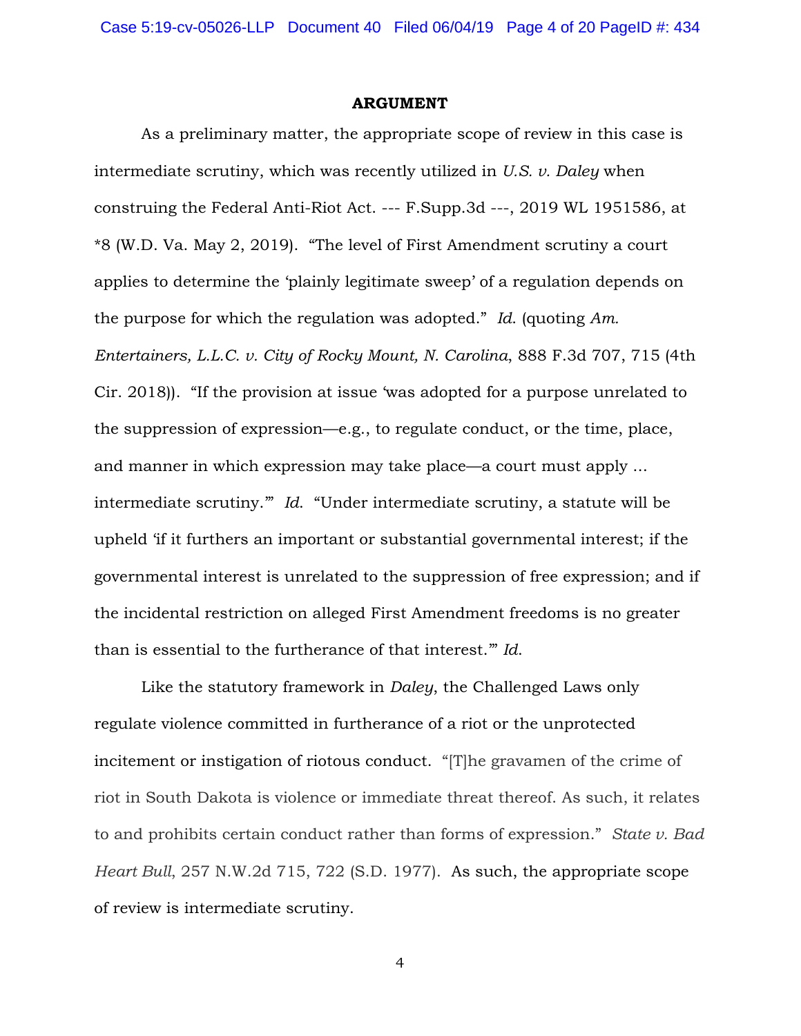## ARGUMENT

As a preliminary matter, the appropriate scope of review in this case is intermediate scrutiny, which was recently utilized in *U.S. v. Daley* when construing the Federal Anti-Riot Act. --- F.Supp.3d ---, 2019 WL 1951586, at *8 (W.D. Va. May 2, 2019). "The level of First Amendment scrutiny a court applies to determine the 'plainly legitimate sweep' of a regulation depends on the purpose for which the regulation was adopted." *Id.* (quoting *Am. Entertainers, L.L.C. v. City of Rocky Mount, N. Carolina*, 888 F.3d 707, 715 (4th Cir. 2018)). "If the provision at issue 'was adopted for a purpose unrelated to the suppression of expression—e.g., to regulate conduct, or the time, place, and manner in which expression may take place—a court must apply ... intermediate scrutiny.'" *Id.* "Under intermediate scrutiny, a statute will be upheld 'if it furthers an important or substantial governmental interest; if the governmental interest is unrelated to the suppression of free expression; and if the incidental restriction on alleged First Amendment freedoms is no greater than is essential to the furtherance of that interest.'" *Id.*

Like the statutory framework in *Daley*, the Challenged Laws only regulate violence committed in furtherance of a riot or the unprotected incitement or instigation of riotous conduct. "[T]he gravamen of the crime of riot in South Dakota is violence or immediate threat thereof. As such, it relates to and prohibits certain conduct rather than forms of expression." *State v. Bad Heart Bull*, 257 N.W.2d 715, 722 (S.D. 1977). As such, the appropriate scope of review is intermediate scrutiny.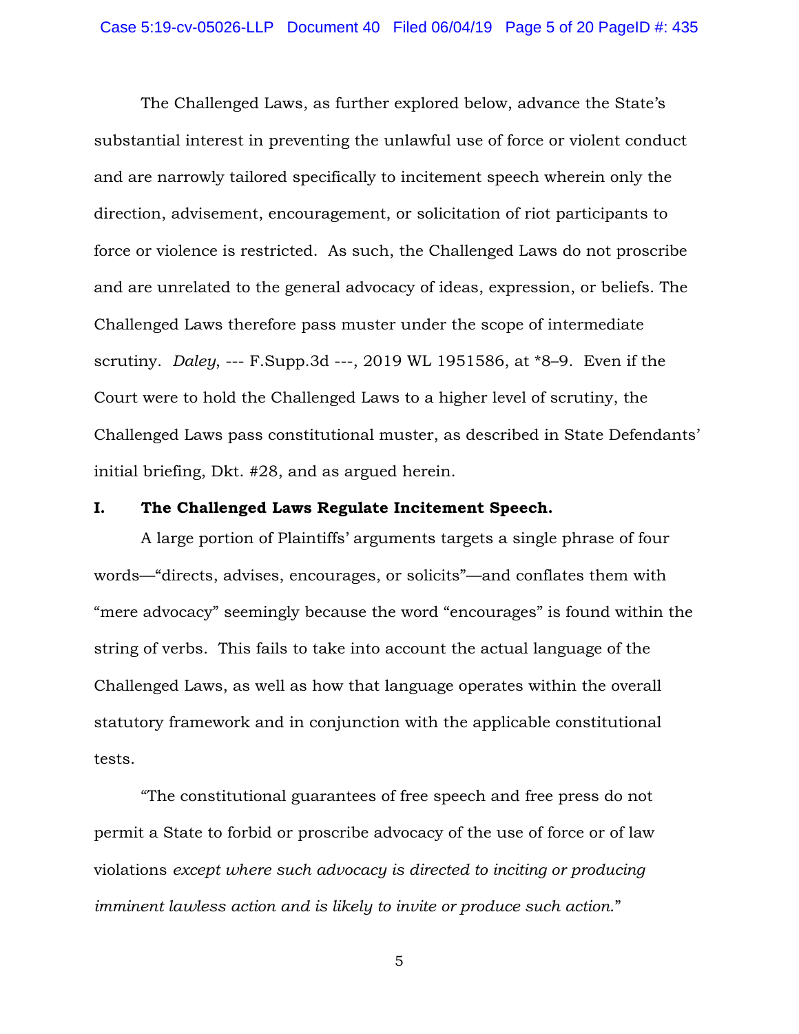The Challenged Laws, as further explored below, advance the State's substantial interest in preventing the unlawful use of force or violent conduct and are narrowly tailored specifically to incitement speech wherein only the direction, advisement, encouragement, or solicitation of riot participants to force or violence is restricted. As such, the Challenged Laws do not proscribe and are unrelated to the general advocacy of ideas, expression, or beliefs. The Challenged Laws therefore pass muster under the scope of intermediate scrutiny. *Daley*, --- F.Supp.3d ---, 2019 WL 1951586, at *8–9. Even if the Court were to hold the Challenged Laws to a higher level of scrutiny, the Challenged Laws pass constitutional muster, as described in State Defendants' initial briefing, Dkt. #28, and as argued herein.

## I. The Challenged Laws Regulate Incitement Speech.

A large portion of Plaintiffs' arguments targets a single phrase of four words—"directs, advises, encourages, or solicits"—and conflates them with "mere advocacy" seemingly because the word "encourages" is found within the string of verbs. This fails to take into account the actual language of the Challenged Laws, as well as how that language operates within the overall statutory framework and in conjunction with the applicable constitutional tests.

"The constitutional guarantees of free speech and free press do not permit a State to forbid or proscribe advocacy of the use of force or of law violations *except where such advocacy is directed to inciting or producing imminent lawless action and is likely to invite or produce such action*."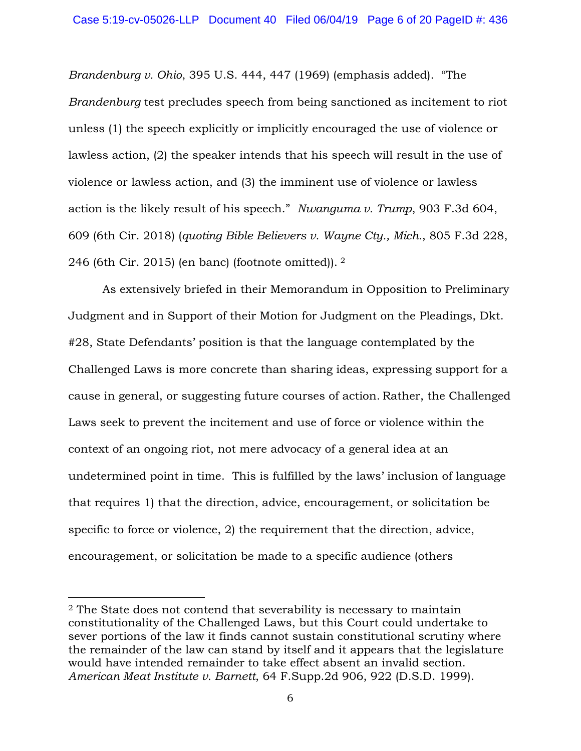*Brandenburg v. Ohio*, 395 U.S. 444, 447 (1969) (emphasis added). "The *Brandenburg* test precludes speech from being sanctioned as incitement to riot unless (1) the speech explicitly or implicitly encouraged the use of violence or lawless action, (2) the speaker intends that his speech will result in the use of violence or lawless action, and (3) the imminent use of violence or lawless action is the likely result of his speech." *Nwanguma v. Trump*, 903 F.3d 604, 609 (6th Cir. 2018) (*quoting Bible Believers v. Wayne Cty., Mich.*, 805 F.3d 228, 246 (6th Cir. 2015) (en banc) (footnote omitted)).[2]

As extensively briefed in their Memorandum in Opposition to Preliminary Judgment and in Support of their Motion for Judgment on the Pleadings, Dkt. #28, State Defendants' position is that the language contemplated by the Challenged Laws is more concrete than sharing ideas, expressing support for a cause in general, or suggesting future courses of action. Rather, the Challenged Laws seek to prevent the incitement and use of force or violence within the context of an ongoing riot, not mere advocacy of a general idea at an undetermined point in time. This is fulfilled by the laws' inclusion of language that requires 1) that the direction, advice, encouragement, or solicitation be specific to force or violence, 2) the requirement that the direction, advice, encouragement, or solicitation be made to a specific audience (others

---

[2] The State does not contend that severability is necessary to maintain constitutionality of the Challenged Laws, but this Court could undertake to sever portions of the law it finds cannot sustain constitutional scrutiny where the remainder of the law can stand by itself and it appears that the legislature would have intended remainder to take effect absent an invalid section. *American Meat Institute v. Barnett*, 64 F.Supp.2d 906, 922 (D.S.D. 1999).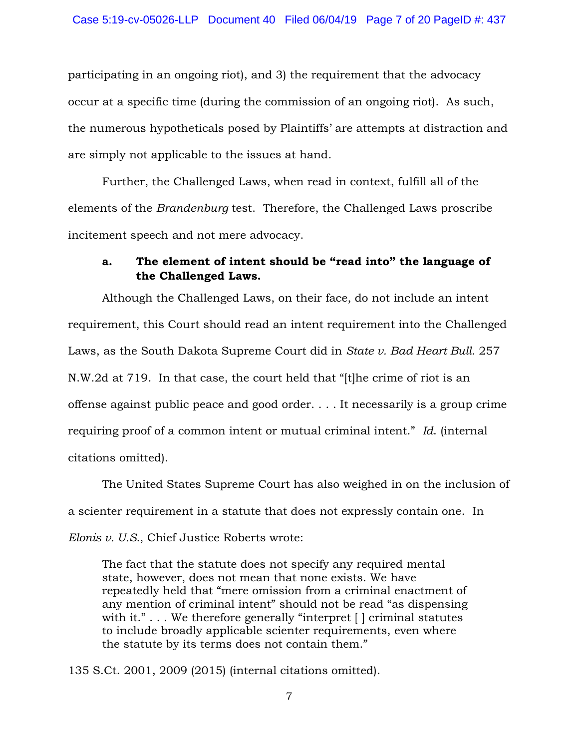participating in an ongoing riot), and 3) the requirement that the advocacy occur at a specific time (during the commission of an ongoing riot). As such, the numerous hypotheticals posed by Plaintiffs' are attempts at distraction and are simply not applicable to the issues at hand.

Further, the Challenged Laws, when read in context, fulfill all of the elements of the *Brandenburg* test. Therefore, the Challenged Laws proscribe incitement speech and not mere advocacy.

**a. The element of intent should be "read into" the language of the Challenged Laws.**

Although the Challenged Laws, on their face, do not include an intent requirement, this Court should read an intent requirement into the Challenged Laws, as the South Dakota Supreme Court did in *State v. Bad Heart Bull.* 257 N.W.2d at 719. In that case, the court held that "[t]he crime of riot is an offense against public peace and good order. . . . It necessarily is a group crime requiring proof of a common intent or mutual criminal intent." *Id.* (internal citations omitted).

The United States Supreme Court has also weighed in on the inclusion of a scienter requirement in a statute that does not expressly contain one. In *Elonis v. U.S.*, Chief Justice Roberts wrote:

> The fact that the statute does not specify any required mental state, however, does not mean that none exists. We have repeatedly held that "mere omission from a criminal enactment of any mention of criminal intent" should not be read "as dispensing with it." . . . We therefore generally "interpret [ ] criminal statutes to include broadly applicable scienter requirements, even where the statute by its terms does not contain them."

135 S.Ct. 2001, 2009 (2015) (internal citations omitted).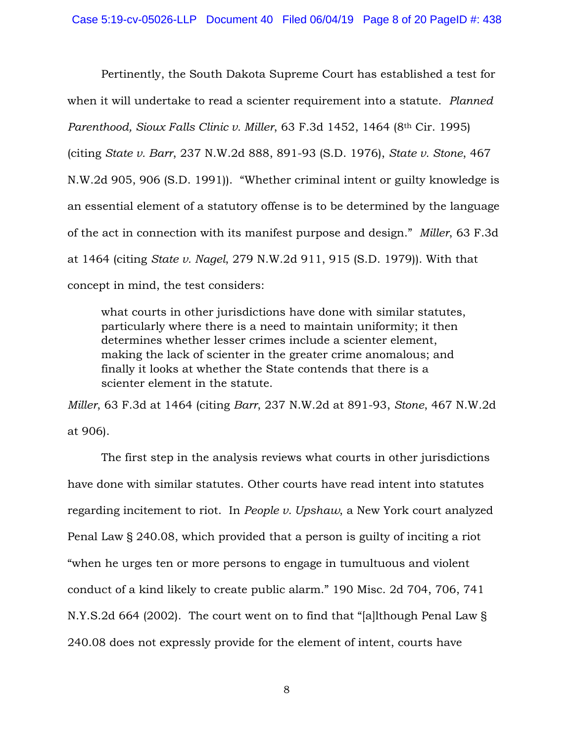Pertinently, the South Dakota Supreme Court has established a test for when it will undertake to read a scienter requirement into a statute. *Planned Parenthood, Sioux Falls Clinic v. Miller*, 63 F.3d 1452, 1464 (8th Cir. 1995) (citing *State v. Barr*, 237 N.W.2d 888, 891-93 (S.D. 1976), *State v. Stone*, 467 N.W.2d 905, 906 (S.D. 1991)). "Whether criminal intent or guilty knowledge is an essential element of a statutory offense is to be determined by the language of the act in connection with its manifest purpose and design." *Miller*, 63 F.3d at 1464 (citing *State v. Nagel*, 279 N.W.2d 911, 915 (S.D. 1979)). With that concept in mind, the test considers:

> what courts in other jurisdictions have done with similar statutes, particularly where there is a need to maintain uniformity; it then determines whether lesser crimes include a scienter element, making the lack of scienter in the greater crime anomalous; and finally it looks at whether the State contends that there is a scienter element in the statute.

*Miller*, 63 F.3d at 1464 (citing *Barr*, 237 N.W.2d at 891-93, *Stone*, 467 N.W.2d at 906).

The first step in the analysis reviews what courts in other jurisdictions have done with similar statutes. Other courts have read intent into statutes regarding incitement to riot. In *People v. Upshaw*, a New York court analyzed Penal Law § 240.08, which provided that a person is guilty of inciting a riot "when he urges ten or more persons to engage in tumultuous and violent conduct of a kind likely to create public alarm." 190 Misc. 2d 704, 706, 741 N.Y.S.2d 664 (2002). The court went on to find that "[a]lthough Penal Law § 240.08 does not expressly provide for the element of intent, courts have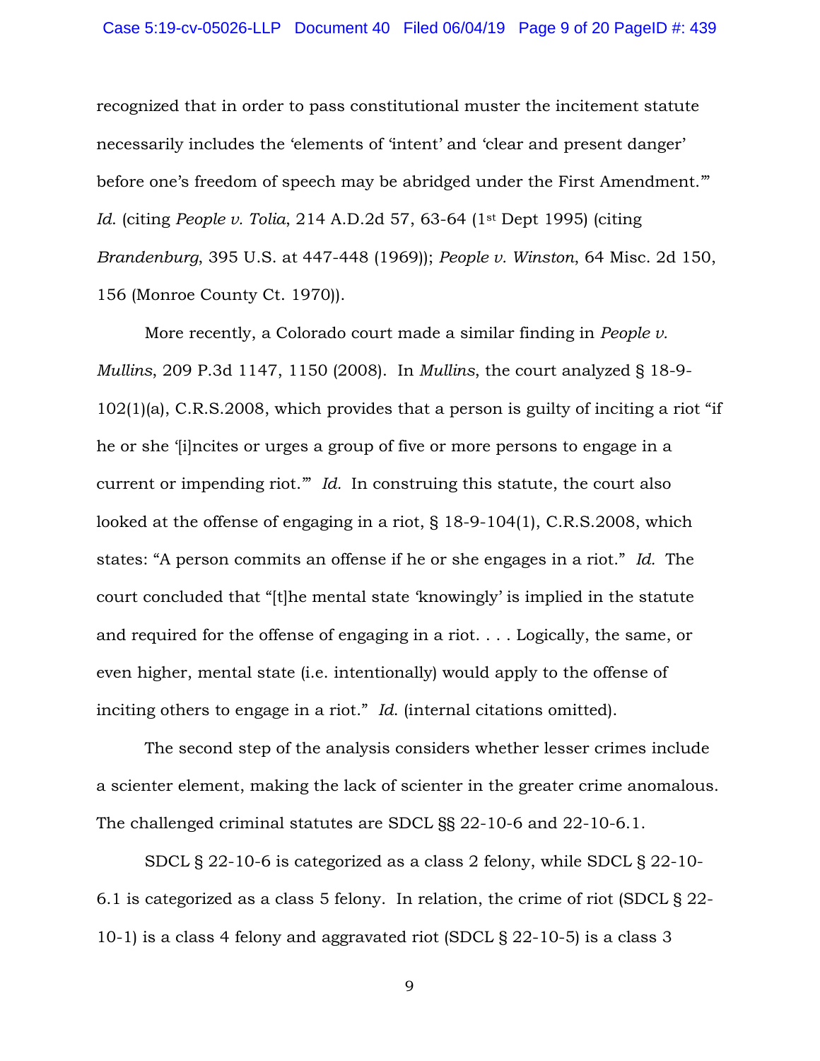recognized that in order to pass constitutional muster the incitement statute necessarily includes the 'elements of 'intent' and 'clear and present danger' before one's freedom of speech may be abridged under the First Amendment.'" *Id.* (citing *People v. Tolia*, 214 A.D.2d 57, 63-64 (1st Dept 1995) (citing *Brandenburg*, 395 U.S. at 447-448 (1969)); *People v. Winston*, 64 Misc. 2d 150, 156 (Monroe County Ct. 1970)).

More recently, a Colorado court made a similar finding in *People v. Mullins*, 209 P.3d 1147, 1150 (2008). In *Mullins*, the court analyzed § 18-9-102(1)(a), C.R.S.2008, which provides that a person is guilty of inciting a riot "if he or she '[i]ncites or urges a group of five or more persons to engage in a current or impending riot.'" *Id.* In construing this statute, the court also looked at the offense of engaging in a riot, § 18-9-104(1), C.R.S.2008, which states: "A person commits an offense if he or she engages in a riot." *Id.* The court concluded that "[t]he mental state 'knowingly' is implied in the statute and required for the offense of engaging in a riot. . . . Logically, the same, or even higher, mental state (i.e. intentionally) would apply to the offense of inciting others to engage in a riot." *Id.* (internal citations omitted).

The second step of the analysis considers whether lesser crimes include a scienter element, making the lack of scienter in the greater crime anomalous. The challenged criminal statutes are SDCL §§ 22-10-6 and 22-10-6.1.

SDCL § 22-10-6 is categorized as a class 2 felony, while SDCL § 22-10-6.1 is categorized as a class 5 felony. In relation, the crime of riot (SDCL § 22-10-1) is a class 4 felony and aggravated riot (SDCL § 22-10-5) is a class 3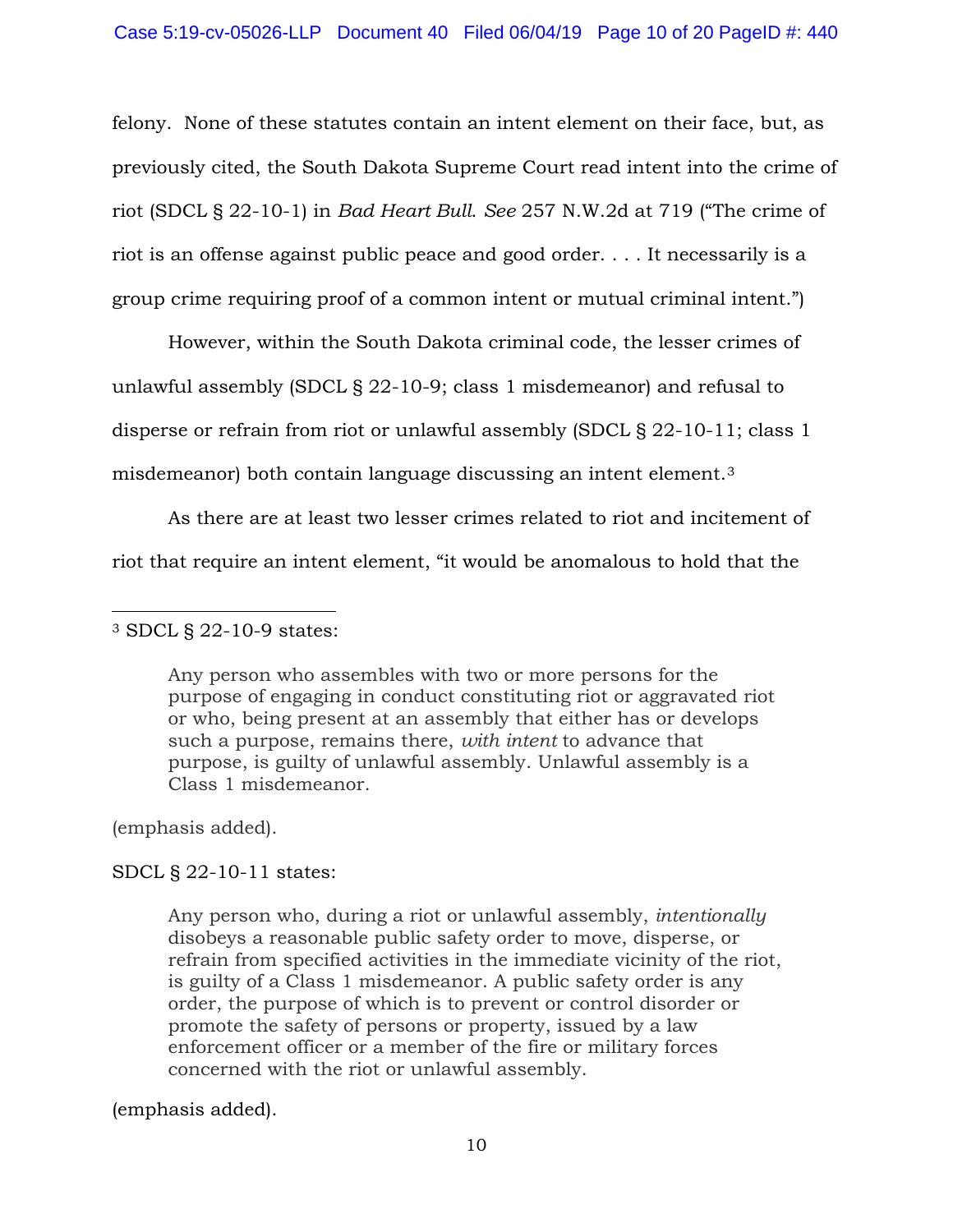felony. None of these statutes contain an intent element on their face, but, as previously cited, the South Dakota Supreme Court read intent into the crime of riot (SDCL § 22-10-1) in *Bad Heart Bull*. *See* 257 N.W.2d at 719 ("The crime of riot is an offense against public peace and good order. . . . It necessarily is a group crime requiring proof of a common intent or mutual criminal intent.")

However, within the South Dakota criminal code, the lesser crimes of unlawful assembly (SDCL § 22-10-9; class 1 misdemeanor) and refusal to disperse or refrain from riot or unlawful assembly (SDCL § 22-10-11; class 1 misdemeanor) both contain language discussing an intent element.[3]

As there are at least two lesser crimes related to riot and incitement of riot that require an intent element, "it would be anomalous to hold that the

---

[3] SDCL § 22-10-9 states:

> Any person who assembles with two or more persons for the purpose of engaging in conduct constituting riot or aggravated riot or who, being present at an assembly that either has or develops such a purpose, remains there, *with intent* to advance that purpose, is guilty of unlawful assembly. Unlawful assembly is a Class 1 misdemeanor.

(emphasis added).

SDCL § 22-10-11 states:

> Any person who, during a riot or unlawful assembly, *intentionally* disobeys a reasonable public safety order to move, disperse, or refrain from specified activities in the immediate vicinity of the riot, is guilty of a Class 1 misdemeanor. A public safety order is any order, the purpose of which is to prevent or control disorder or promote the safety of persons or property, issued by a law enforcement officer or a member of the fire or military forces concerned with the riot or unlawful assembly.

(emphasis added).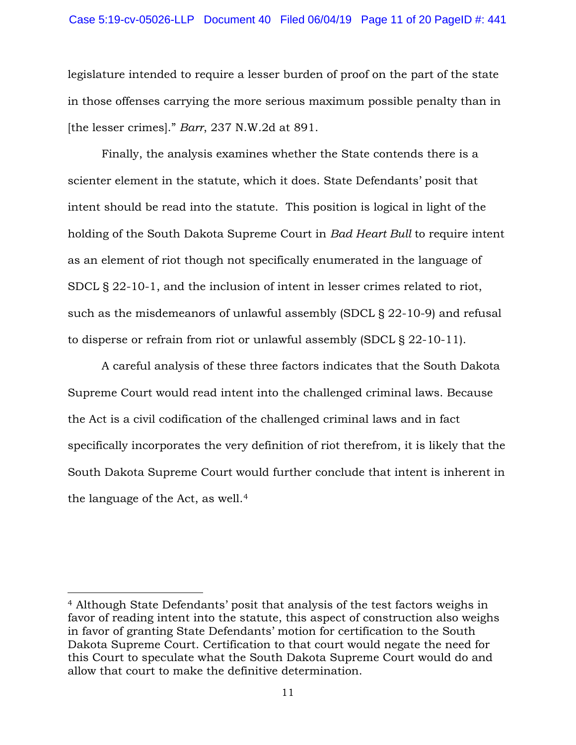legislature intended to require a lesser burden of proof on the part of the state in those offenses carrying the more serious maximum possible penalty than in [the lesser crimes]." *Barr*, 237 N.W.2d at 891.

Finally, the analysis examines whether the State contends there is a scienter element in the statute, which it does. State Defendants' posit that intent should be read into the statute. This position is logical in light of the holding of the South Dakota Supreme Court in *Bad Heart Bull* to require intent as an element of riot though not specifically enumerated in the language of SDCL § 22-10-1, and the inclusion of intent in lesser crimes related to riot, such as the misdemeanors of unlawful assembly (SDCL § 22-10-9) and refusal to disperse or refrain from riot or unlawful assembly (SDCL § 22-10-11).

A careful analysis of these three factors indicates that the South Dakota Supreme Court would read intent into the challenged criminal laws. Because the Act is a civil codification of the challenged criminal laws and in fact specifically incorporates the very definition of riot therefrom, it is likely that the South Dakota Supreme Court would further conclude that intent is inherent in the language of the Act, as well.[4]

---

[4] Although State Defendants' posit that analysis of the test factors weighs in favor of reading intent into the statute, this aspect of construction also weighs in favor of granting State Defendants' motion for certification to the South Dakota Supreme Court. Certification to that court would negate the need for this Court to speculate what the South Dakota Supreme Court would do and allow that court to make the definitive determination.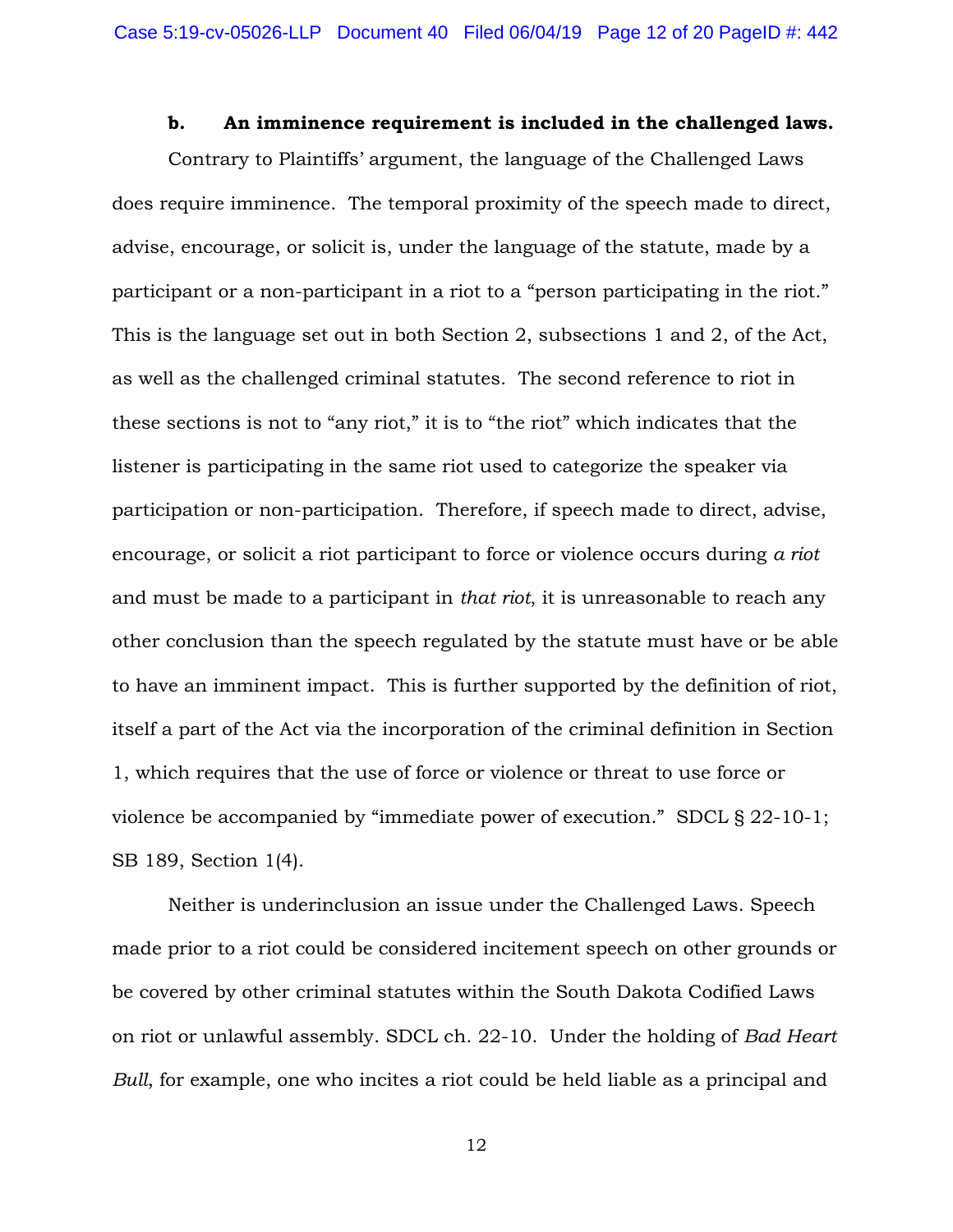**b. An imminence requirement is included in the challenged laws.**

Contrary to Plaintiffs' argument, the language of the Challenged Laws does require imminence. The temporal proximity of the speech made to direct, advise, encourage, or solicit is, under the language of the statute, made by a participant or a non-participant in a riot to a "person participating in the riot." This is the language set out in both Section 2, subsections 1 and 2, of the Act, as well as the challenged criminal statutes. The second reference to riot in these sections is not to "any riot," it is to "the riot" which indicates that the listener is participating in the same riot used to categorize the speaker via participation or non-participation. Therefore, if speech made to direct, advise, encourage, or solicit a riot participant to force or violence occurs during *a riot* and must be made to a participant in *that riot*, it is unreasonable to reach any other conclusion than the speech regulated by the statute must have or be able to have an imminent impact. This is further supported by the definition of riot, itself a part of the Act via the incorporation of the criminal definition in Section 1, which requires that the use of force or violence or threat to use force or violence be accompanied by "immediate power of execution." SDCL § 22-10-1; SB 189, Section 1(4).

Neither is underinclusion an issue under the Challenged Laws. Speech made prior to a riot could be considered incitement speech on other grounds or be covered by other criminal statutes within the South Dakota Codified Laws on riot or unlawful assembly. SDCL ch. 22-10. Under the holding of *Bad Heart Bull*, for example, one who incites a riot could be held liable as a principal and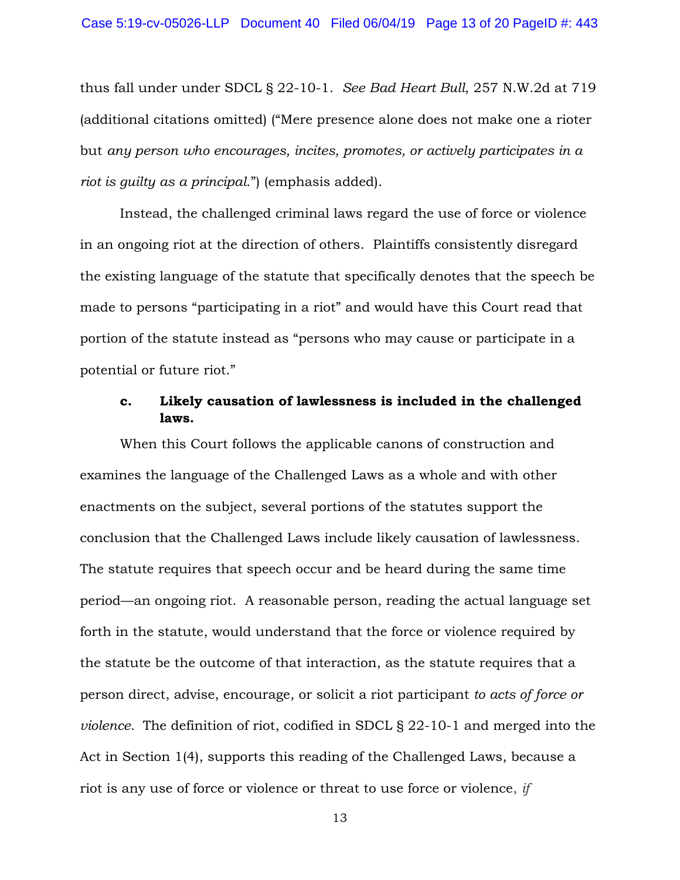thus fall under under SDCL § 22-10-1. *See Bad Heart Bull*, 257 N.W.2d at 719 (additional citations omitted) ("Mere presence alone does not make one a rioter but *any person who encourages, incites, promotes, or actively participates in a riot is guilty as a principal.*") (emphasis added).

Instead, the challenged criminal laws regard the use of force or violence in an ongoing riot at the direction of others. Plaintiffs consistently disregard the existing language of the statute that specifically denotes that the speech be made to persons "participating in a riot" and would have this Court read that portion of the statute instead as "persons who may cause or participate in a potential or future riot."

**c. Likely causation of lawlessness is included in the challenged laws.**

When this Court follows the applicable canons of construction and examines the language of the Challenged Laws as a whole and with other enactments on the subject, several portions of the statutes support the conclusion that the Challenged Laws include likely causation of lawlessness. The statute requires that speech occur and be heard during the same time period—an ongoing riot. A reasonable person, reading the actual language set forth in the statute, would understand that the force or violence required by the statute be the outcome of that interaction, as the statute requires that a person direct, advise, encourage, or solicit a riot participant *to acts of force or violence.* The definition of riot, codified in SDCL § 22-10-1 and merged into the Act in Section 1(4), supports this reading of the Challenged Laws, because a riot is any use of force or violence or threat to use force or violence, *if*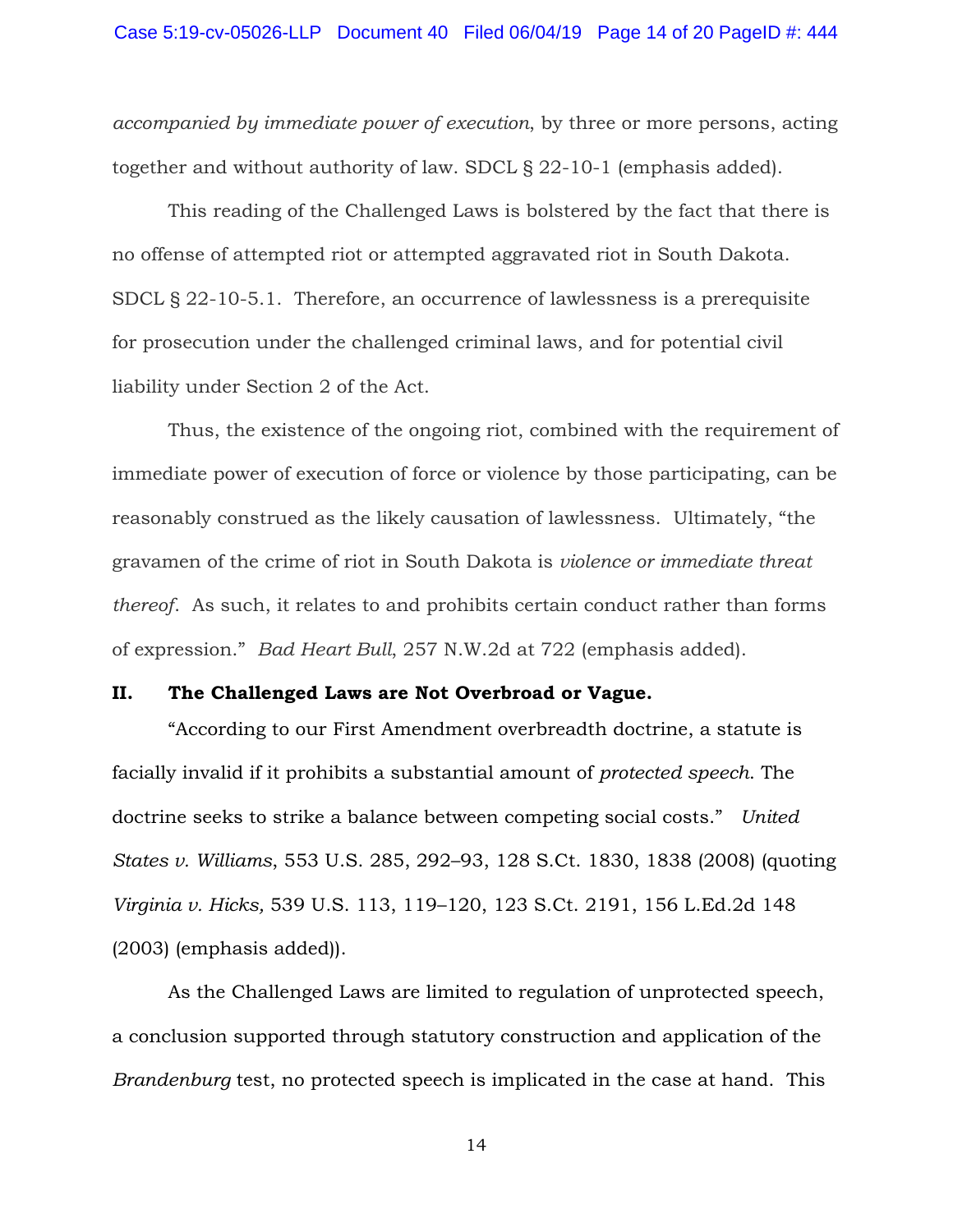*accompanied by immediate power of execution*, by three or more persons, acting together and without authority of law. SDCL § 22-10-1 (emphasis added).

This reading of the Challenged Laws is bolstered by the fact that there is no offense of attempted riot or attempted aggravated riot in South Dakota. SDCL § 22-10-5.1. Therefore, an occurrence of lawlessness is a prerequisite for prosecution under the challenged criminal laws, and for potential civil liability under Section 2 of the Act.

Thus, the existence of the ongoing riot, combined with the requirement of immediate power of execution of force or violence by those participating, can be reasonably construed as the likely causation of lawlessness. Ultimately, "the gravamen of the crime of riot in South Dakota is *violence or immediate threat thereof*. As such, it relates to and prohibits certain conduct rather than forms of expression." *Bad Heart Bull*, 257 N.W.2d at 722 (emphasis added).

## II. The Challenged Laws are Not Overbroad or Vague.

"According to our First Amendment overbreadth doctrine, a statute is facially invalid if it prohibits a substantial amount of *protected speech*. The doctrine seeks to strike a balance between competing social costs." *United States v. Williams*, 553 U.S. 285, 292–93, 128 S.Ct. 1830, 1838 (2008) (quoting *Virginia v. Hicks,* 539 U.S. 113, 119–120, 123 S.Ct. 2191, 156 L.Ed.2d 148 (2003) (emphasis added)).

As the Challenged Laws are limited to regulation of unprotected speech, a conclusion supported through statutory construction and application of the *Brandenburg* test, no protected speech is implicated in the case at hand. This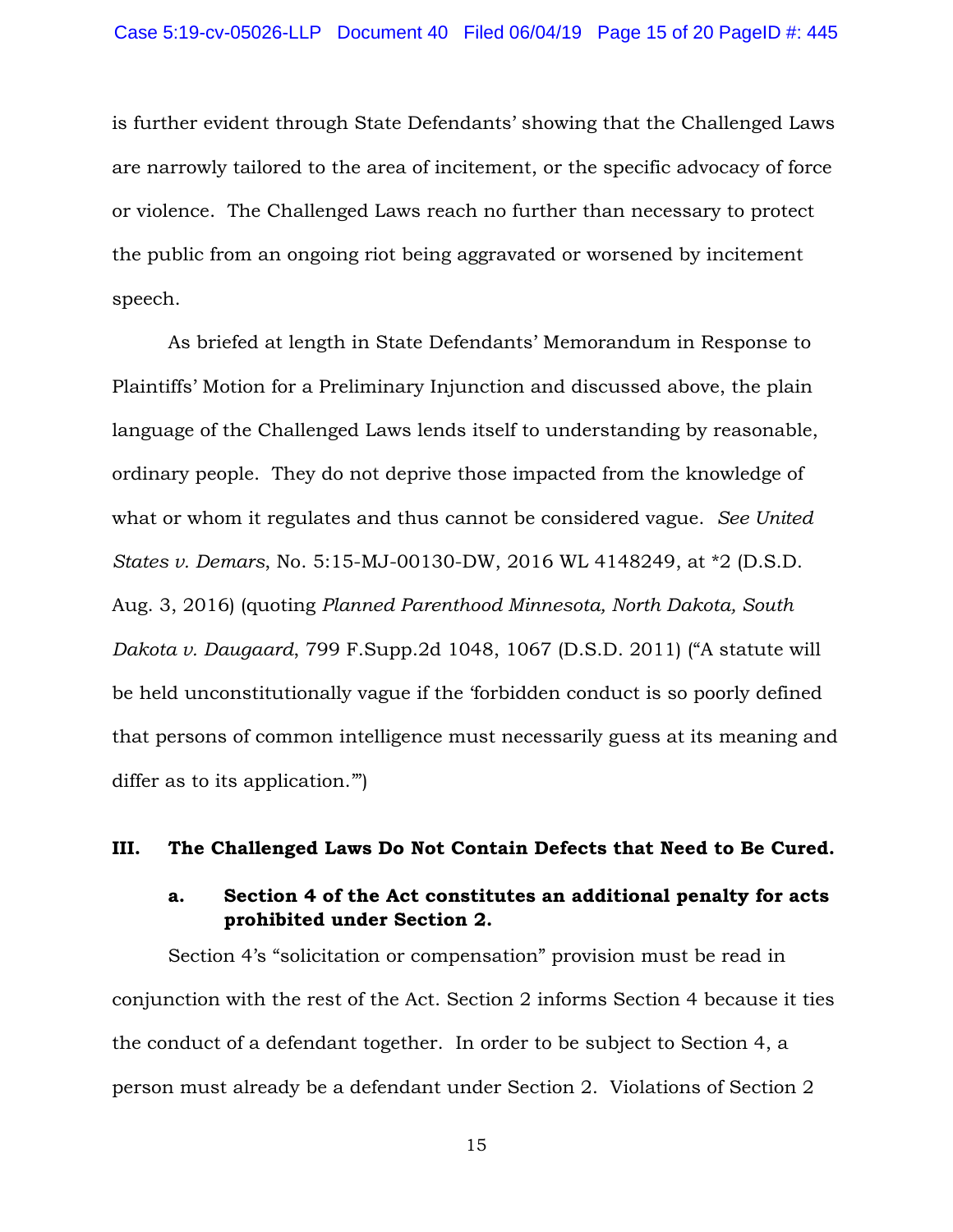is further evident through State Defendants' showing that the Challenged Laws are narrowly tailored to the area of incitement, or the specific advocacy of force or violence. The Challenged Laws reach no further than necessary to protect the public from an ongoing riot being aggravated or worsened by incitement speech.

As briefed at length in State Defendants' Memorandum in Response to Plaintiffs' Motion for a Preliminary Injunction and discussed above, the plain language of the Challenged Laws lends itself to understanding by reasonable, ordinary people. They do not deprive those impacted from the knowledge of what or whom it regulates and thus cannot be considered vague. *See United States v. Demars*, No. 5:15-MJ-00130-DW, 2016 WL 4148249, at *2 (D.S.D. Aug. 3, 2016) (quoting *Planned Parenthood Minnesota, North Dakota, South Dakota v. Daugaard*, 799 F.Supp.2d 1048, 1067 (D.S.D. 2011) ("A statute will be held unconstitutionally vague if the 'forbidden conduct is so poorly defined that persons of common intelligence must necessarily guess at its meaning and differ as to its application.'")

## III. The Challenged Laws Do Not Contain Defects that Need to Be Cured.

### a. Section 4 of the Act constitutes an additional penalty for acts prohibited under Section 2.

Section 4's "solicitation or compensation" provision must be read in conjunction with the rest of the Act. Section 2 informs Section 4 because it ties the conduct of a defendant together. In order to be subject to Section 4, a person must already be a defendant under Section 2. Violations of Section 2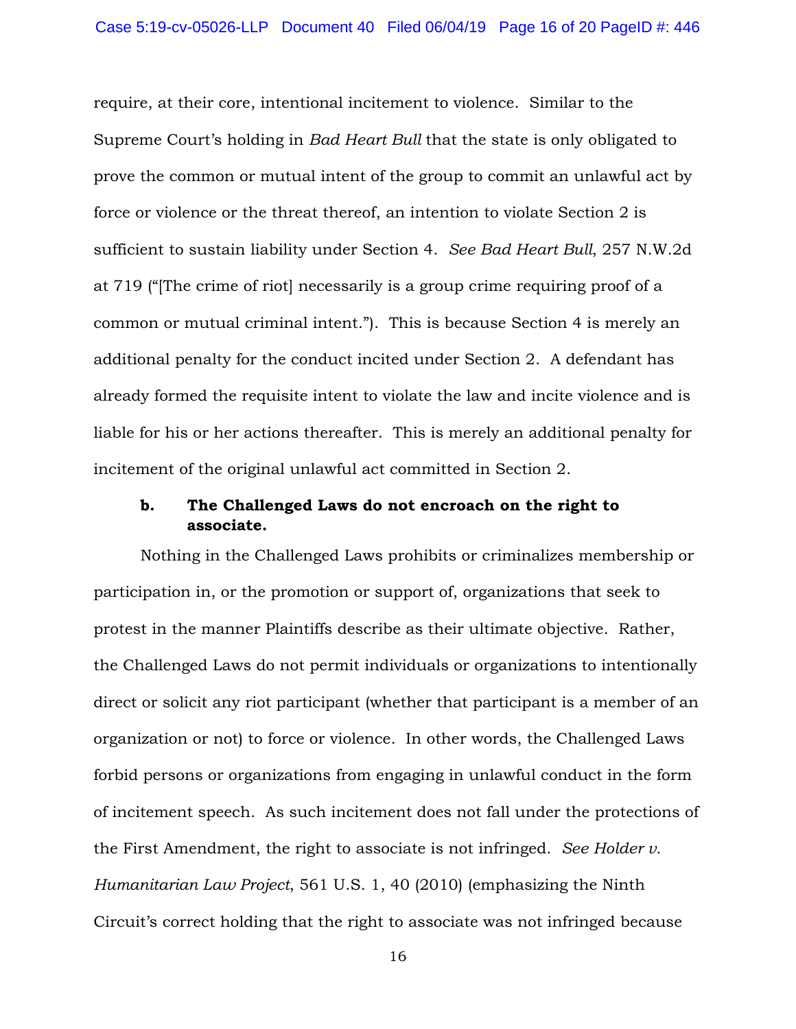require, at their core, intentional incitement to violence. Similar to the Supreme Court's holding in *Bad Heart Bull* that the state is only obligated to prove the common or mutual intent of the group to commit an unlawful act by force or violence or the threat thereof, an intention to violate Section 2 is sufficient to sustain liability under Section 4. *See Bad Heart Bull*, 257 N.W.2d at 719 ("[The crime of riot] necessarily is a group crime requiring proof of a common or mutual criminal intent."). This is because Section 4 is merely an additional penalty for the conduct incited under Section 2. A defendant has already formed the requisite intent to violate the law and incite violence and is liable for his or her actions thereafter. This is merely an additional penalty for incitement of the original unlawful act committed in Section 2.

**b. The Challenged Laws do not encroach on the right to associate.**

Nothing in the Challenged Laws prohibits or criminalizes membership or participation in, or the promotion or support of, organizations that seek to protest in the manner Plaintiffs describe as their ultimate objective. Rather, the Challenged Laws do not permit individuals or organizations to intentionally direct or solicit any riot participant (whether that participant is a member of an organization or not) to force or violence. In other words, the Challenged Laws forbid persons or organizations from engaging in unlawful conduct in the form of incitement speech. As such incitement does not fall under the protections of the First Amendment, the right to associate is not infringed. *See Holder v. Humanitarian Law Project*, 561 U.S. 1, 40 (2010) (emphasizing the Ninth Circuit's correct holding that the right to associate was not infringed because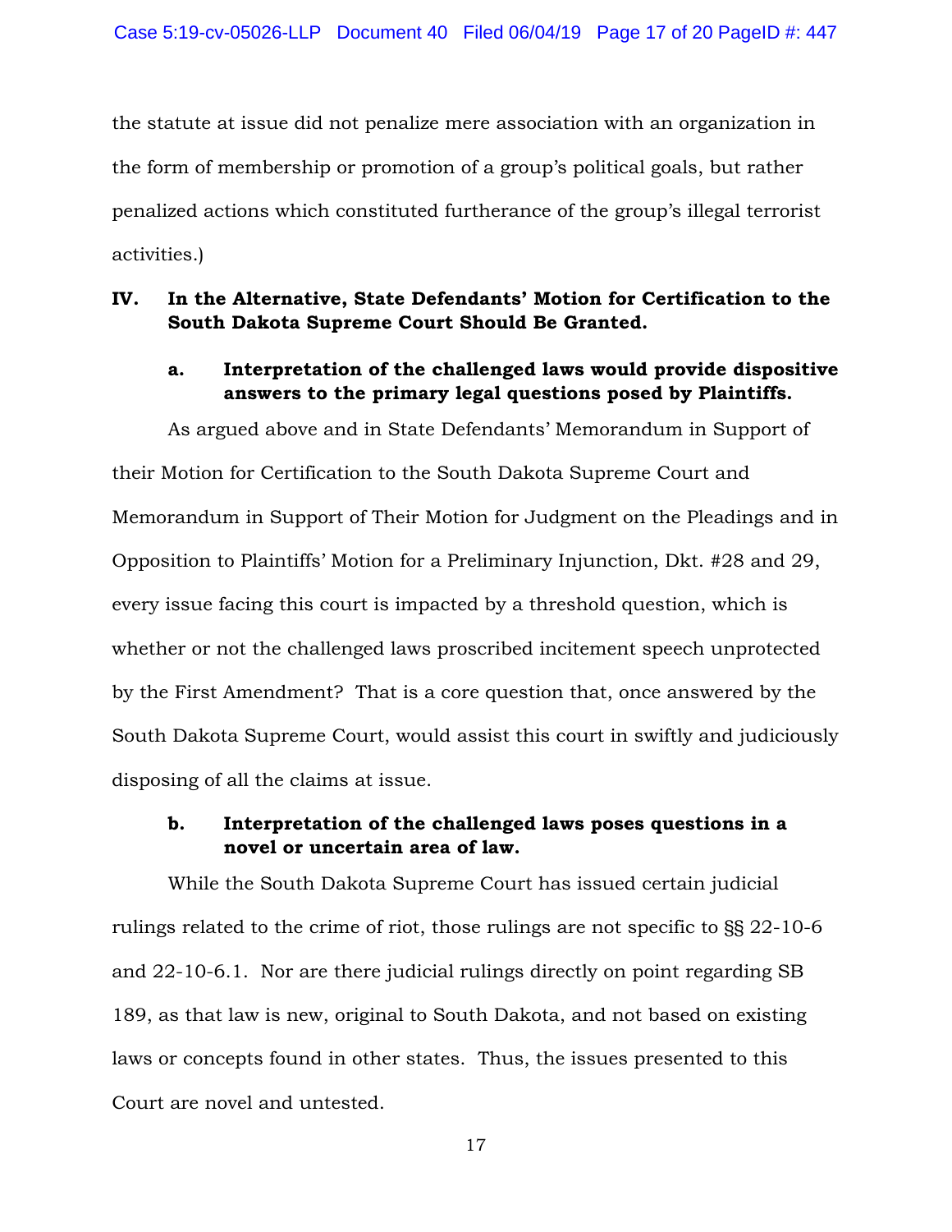the statute at issue did not penalize mere association with an organization in the form of membership or promotion of a group's political goals, but rather penalized actions which constituted furtherance of the group's illegal terrorist activities.)

## IV. In the Alternative, State Defendants' Motion for Certification to the South Dakota Supreme Court Should Be Granted.

### a. Interpretation of the challenged laws would provide dispositive answers to the primary legal questions posed by Plaintiffs.

As argued above and in State Defendants' Memorandum in Support of their Motion for Certification to the South Dakota Supreme Court and Memorandum in Support of Their Motion for Judgment on the Pleadings and in Opposition to Plaintiffs' Motion for a Preliminary Injunction, Dkt. #28 and 29, every issue facing this court is impacted by a threshold question, which is whether or not the challenged laws proscribed incitement speech unprotected by the First Amendment? That is a core question that, once answered by the South Dakota Supreme Court, would assist this court in swiftly and judiciously disposing of all the claims at issue.

### b. Interpretation of the challenged laws poses questions in a novel or uncertain area of law.

While the South Dakota Supreme Court has issued certain judicial rulings related to the crime of riot, those rulings are not specific to §§ 22-10-6 and 22-10-6.1. Nor are there judicial rulings directly on point regarding SB 189, as that law is new, original to South Dakota, and not based on existing laws or concepts found in other states. Thus, the issues presented to this Court are novel and untested.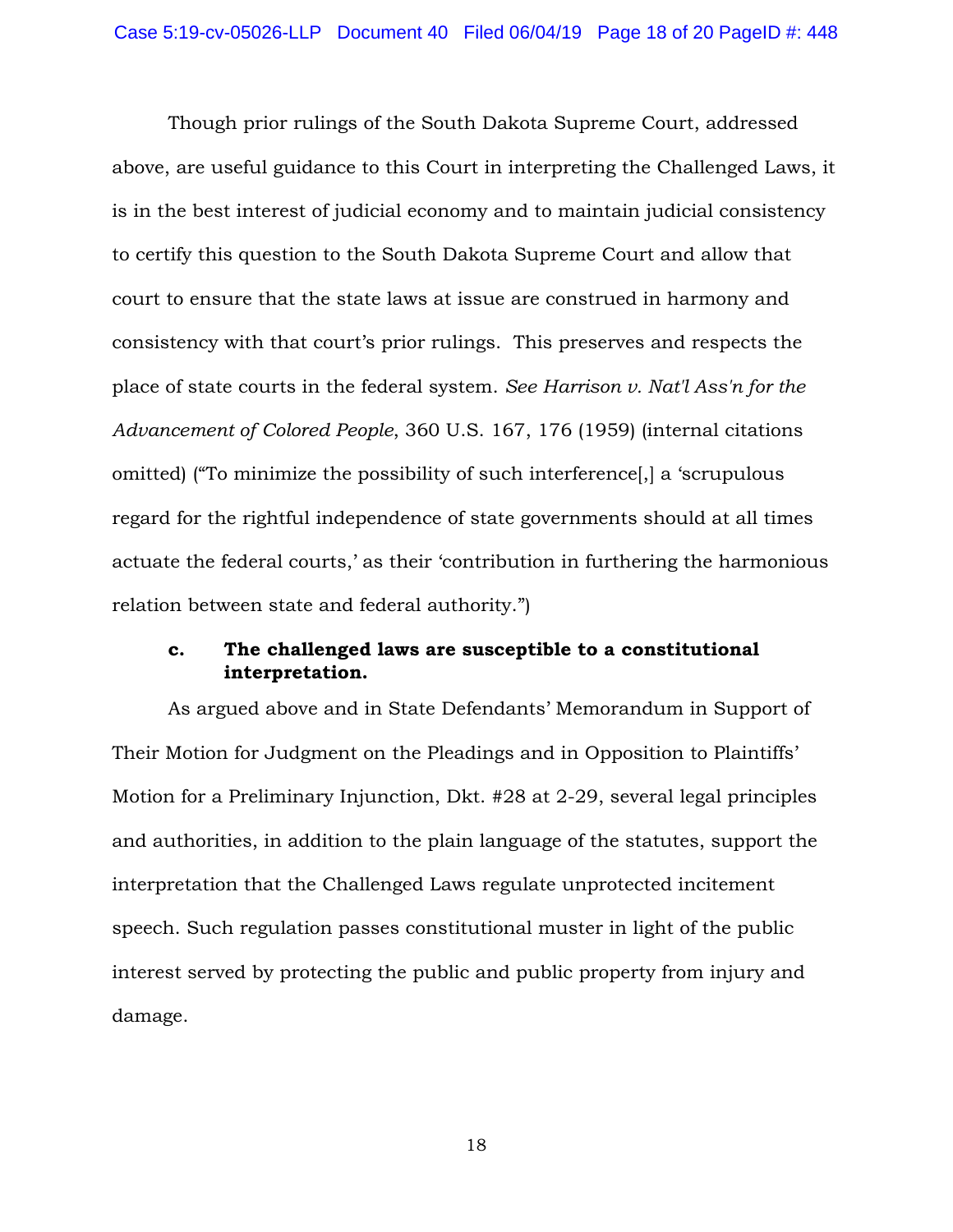Though prior rulings of the South Dakota Supreme Court, addressed above, are useful guidance to this Court in interpreting the Challenged Laws, it is in the best interest of judicial economy and to maintain judicial consistency to certify this question to the South Dakota Supreme Court and allow that court to ensure that the state laws at issue are construed in harmony and consistency with that court's prior rulings. This preserves and respects the place of state courts in the federal system. *See Harrison v. Nat'l Ass'n for the Advancement of Colored People*, 360 U.S. 167, 176 (1959) (internal citations omitted) ("To minimize the possibility of such interference[,] a 'scrupulous regard for the rightful independence of state governments should at all times actuate the federal courts,' as their 'contribution in furthering the harmonious relation between state and federal authority.")

**c. The challenged laws are susceptible to a constitutional interpretation.**

As argued above and in State Defendants' Memorandum in Support of Their Motion for Judgment on the Pleadings and in Opposition to Plaintiffs' Motion for a Preliminary Injunction, Dkt. #28 at 2-29, several legal principles and authorities, in addition to the plain language of the statutes, support the interpretation that the Challenged Laws regulate unprotected incitement speech. Such regulation passes constitutional muster in light of the public interest served by protecting the public and public property from injury and damage.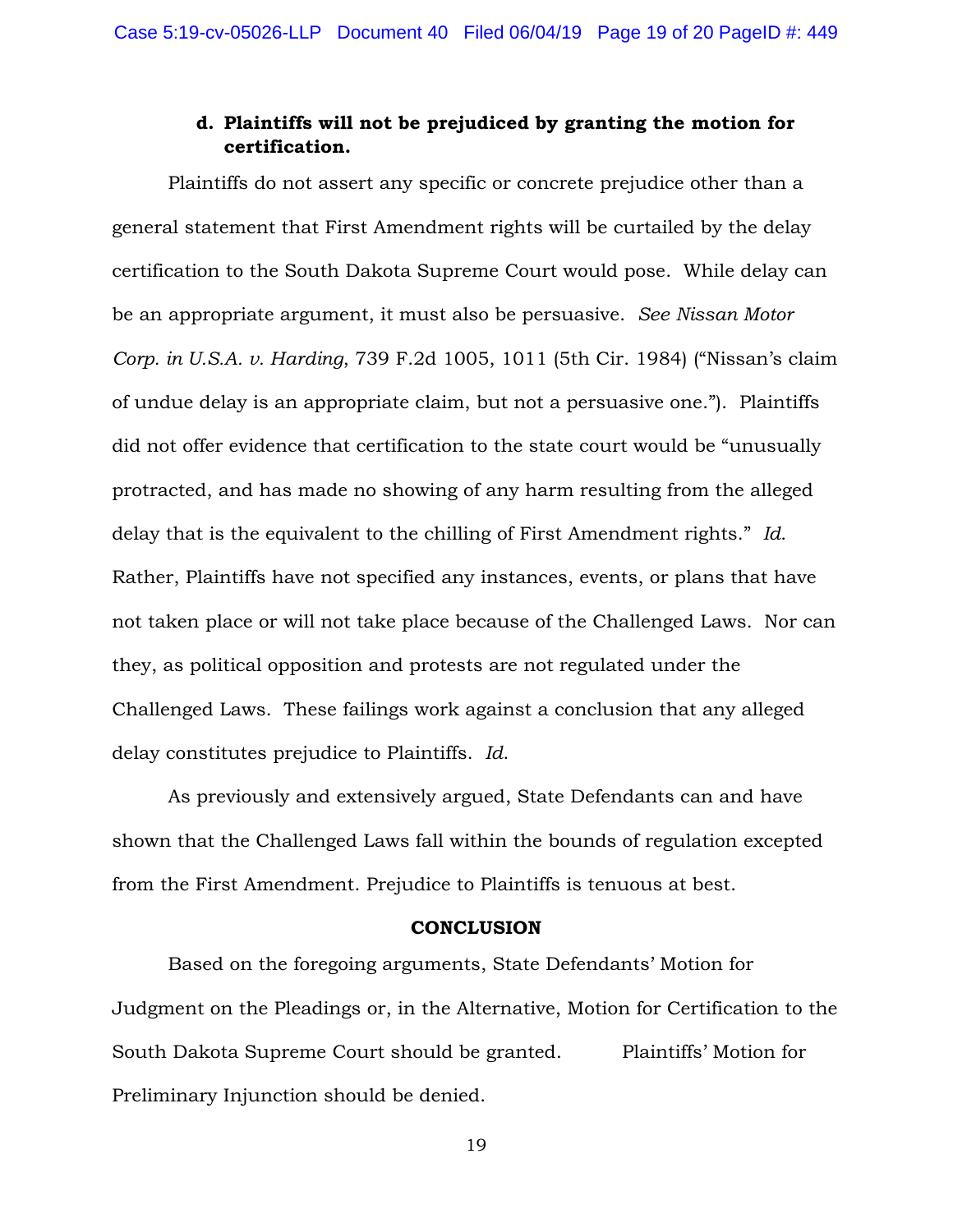**d. Plaintiffs will not be prejudiced by granting the motion for certification.**

Plaintiffs do not assert any specific or concrete prejudice other than a general statement that First Amendment rights will be curtailed by the delay certification to the South Dakota Supreme Court would pose. While delay can be an appropriate argument, it must also be persuasive. *See Nissan Motor Corp. in U.S.A. v. Harding*, 739 F.2d 1005, 1011 (5th Cir. 1984) ("Nissan's claim of undue delay is an appropriate claim, but not a persuasive one."). Plaintiffs did not offer evidence that certification to the state court would be "unusually protracted, and has made no showing of any harm resulting from the alleged delay that is the equivalent to the chilling of First Amendment rights." *Id.* Rather, Plaintiffs have not specified any instances, events, or plans that have not taken place or will not take place because of the Challenged Laws. Nor can they, as political opposition and protests are not regulated under the Challenged Laws. These failings work against a conclusion that any alleged delay constitutes prejudice to Plaintiffs. *Id.*

As previously and extensively argued, State Defendants can and have shown that the Challenged Laws fall within the bounds of regulation excepted from the First Amendment. Prejudice to Plaintiffs is tenuous at best.

**CONCLUSION**

Based on the foregoing arguments, State Defendants' Motion for Judgment on the Pleadings or, in the Alternative, Motion for Certification to the South Dakota Supreme Court should be granted. Plaintiffs' Motion for Preliminary Injunction should be denied.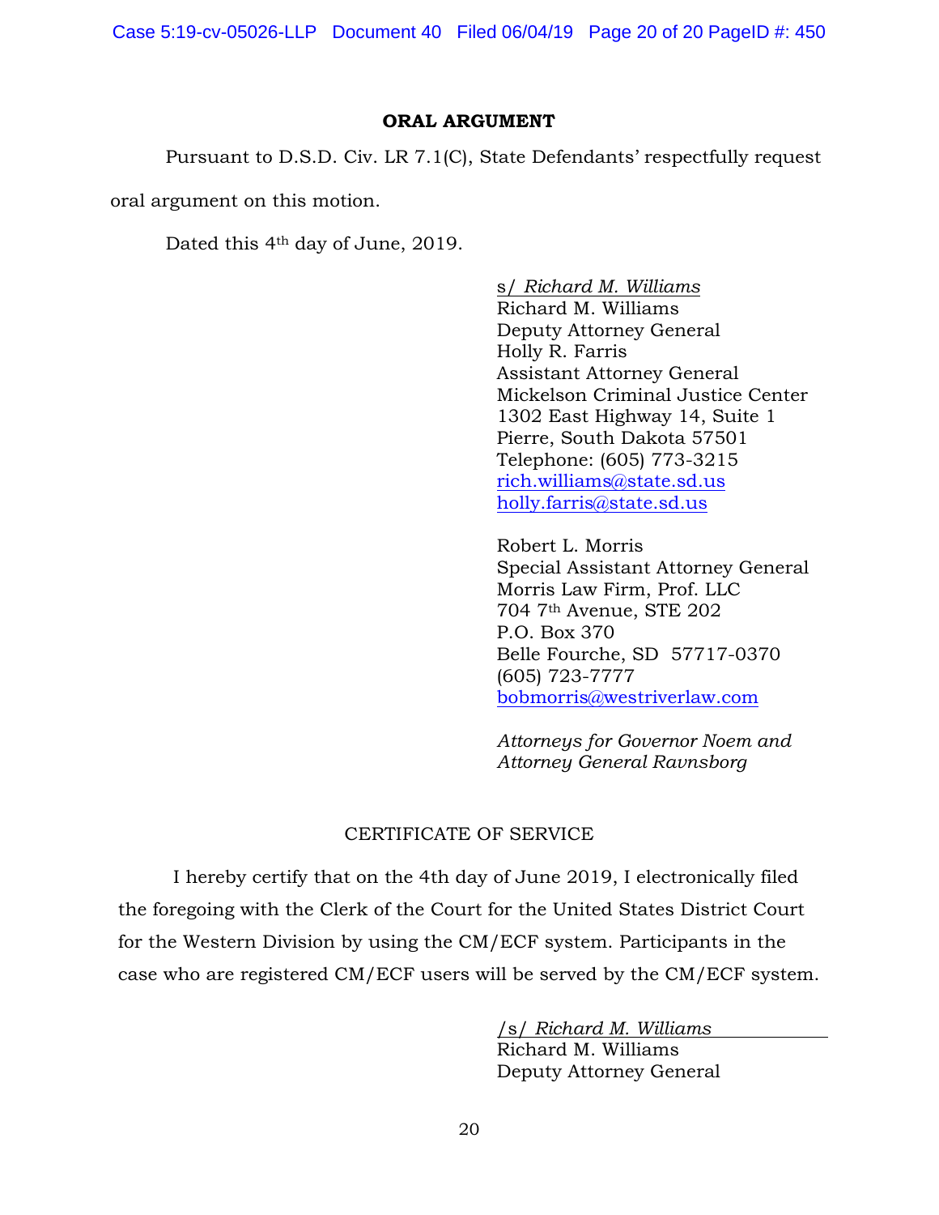## ORAL ARGUMENT

Pursuant to D.S.D. Civ. LR 7.1(C), State Defendants' respectfully request oral argument on this motion.

Dated this 4th day of June, 2019.

s/ *Richard M. Williams*
Richard M. Williams
Deputy Attorney General
Holly R. Farris
Assistant Attorney General
Mickelson Criminal Justice Center
1302 East Highway 14, Suite 1
Pierre, South Dakota 57501
Telephone: (605) 773-3215
rich.williams@state.sd.us
holly.farris@state.sd.us

Robert L. Morris
Special Assistant Attorney General
Morris Law Firm, Prof. LLC
704 7th Avenue, STE 202
P.O. Box 370
Belle Fourche, SD 57717-0370
(605) 723-7777
bobmorris@westriverlaw.com

*Attorneys for Governor Noem and Attorney General Ravnsborg*

CERTIFICATE OF SERVICE

I hereby certify that on the 4th day of June 2019, I electronically filed the foregoing with the Clerk of the Court for the United States District Court for the Western Division by using the CM/ECF system. Participants in the case who are registered CM/ECF users will be served by the CM/ECF system.

/s/ *Richard M. Williams*
Richard M. Williams
Deputy Attorney General